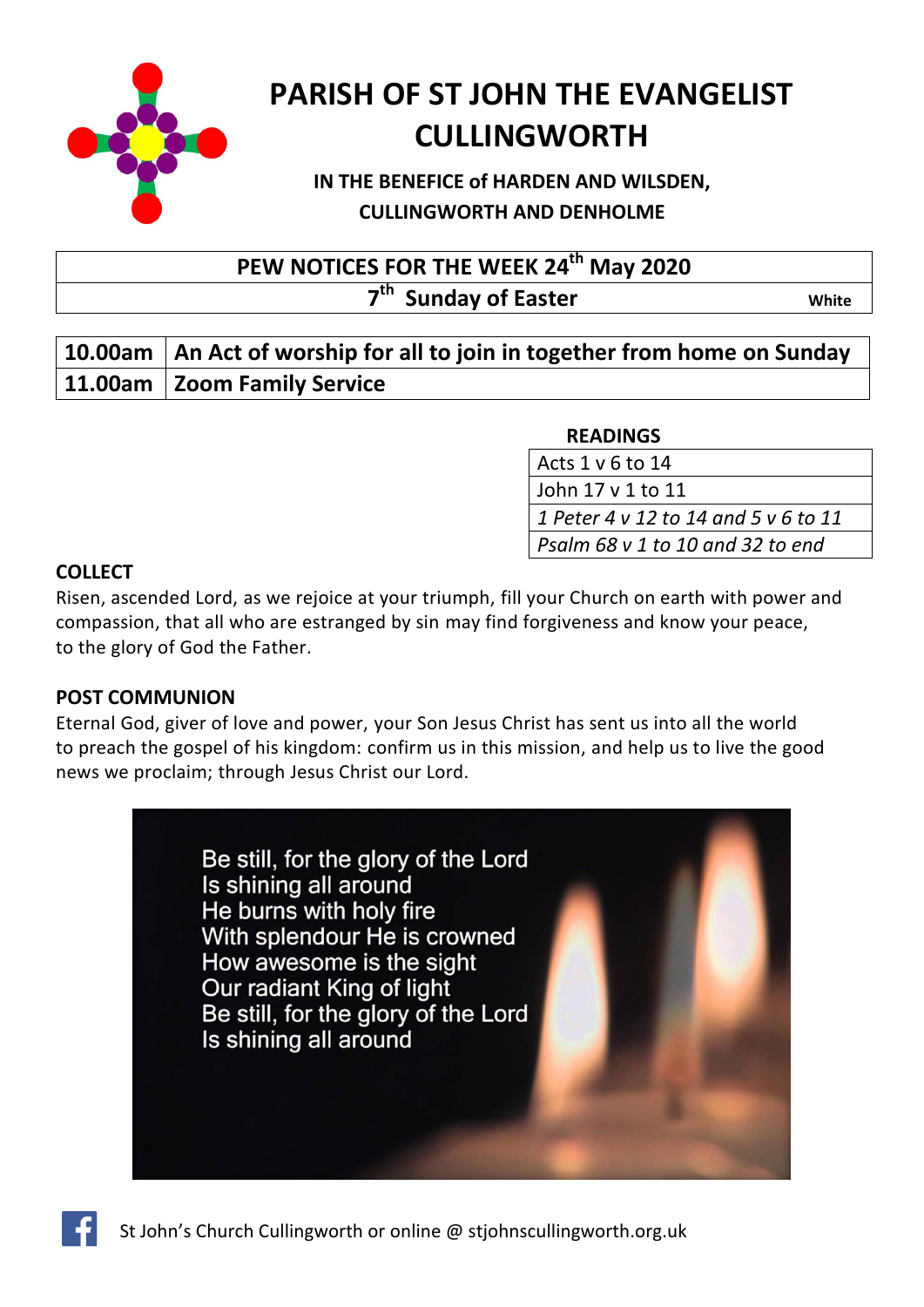# PARISH OF ST JOHN THE EVANGELIST CULLINGWORTH

**IN THE BENEFICE of HARDEN AND WILSDEN, CULLINGWORTH AND DENHOLME**

| PEW NOTICES FOR THE WEEK 24th May 2020 | |
|---|---|
| 7th Sunday of Easter | White |

| | |
|---|---|
| **10.00am** | **An Act of worship for all to join in together from home on Sunday** |
| **11.00am** | **Zoom Family Service** |

| READINGS |
|---|
| Acts 1 v 6 to 14 |
| John 17 v 1 to 11 |
| *1 Peter 4 v 12 to 14 and 5 v 6 to 11* |
| *Psalm 68 v 1 to 10 and 32 to end* |

**COLLECT**

Risen, ascended Lord, as we rejoice at your triumph, fill your Church on earth with power and compassion, that all who are estranged by sin may find forgiveness and know your peace, to the glory of God the Father.

**POST COMMUNION**

Eternal God, giver of love and power, your Son Jesus Christ has sent us into all the world to preach the gospel of his kingdom: confirm us in this mission, and help us to live the good news we proclaim; through Jesus Christ our Lord.

Be still, for the glory of the Lord
Is shining all around
He burns with holy fire
With splendour He is crowned
How awesome is the sight
Our radiant King of light
Be still, for the glory of the Lord
Is shining all around

St John's Church Cullingworth or online @ stjohnscullingworth.org.uk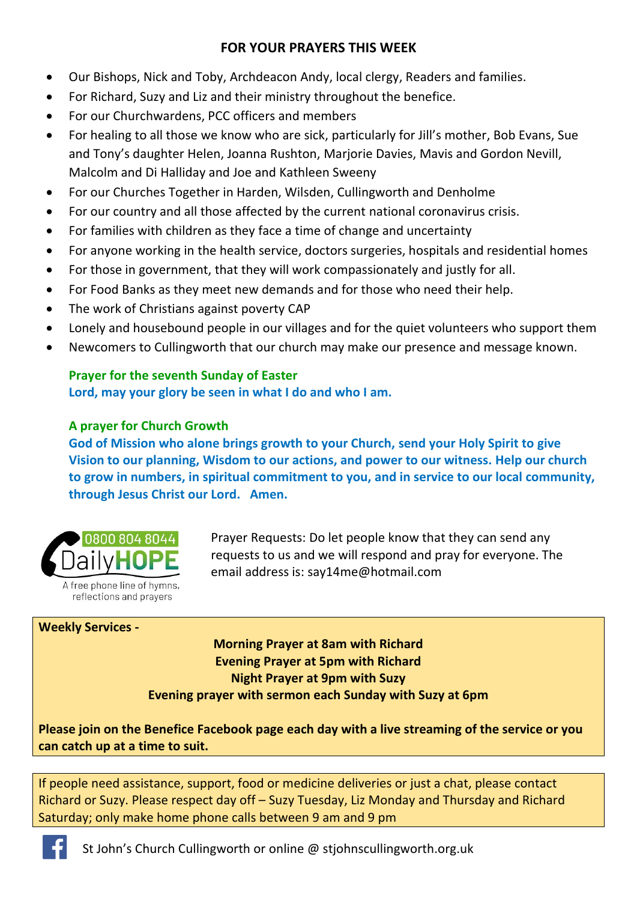## FOR YOUR PRAYERS THIS WEEK

- Our Bishops, Nick and Toby, Archdeacon Andy, local clergy, Readers and families.
- For Richard, Suzy and Liz and their ministry throughout the benefice.
- For our Churchwardens, PCC officers and members
- For healing to all those we know who are sick, particularly for Jill's mother, Bob Evans, Sue and Tony's daughter Helen, Joanna Rushton, Marjorie Davies, Mavis and Gordon Nevill, Malcolm and Di Halliday and Joe and Kathleen Sweeny
- For our Churches Together in Harden, Wilsden, Cullingworth and Denholme
- For our country and all those affected by the current national coronavirus crisis.
- For families with children as they face a time of change and uncertainty
- For anyone working in the health service, doctors surgeries, hospitals and residential homes
- For those in government, that they will work compassionately and justly for all.
- For Food Banks as they meet new demands and for those who need their help.
- The work of Christians against poverty CAP
- Lonely and housebound people in our villages and for the quiet volunteers who support them
- Newcomers to Cullingworth that our church may make our presence and message known.

**Prayer for the seventh Sunday of Easter**
**Lord, may your glory be seen in what I do and who I am.**

**A prayer for Church Growth**
**God of Mission who alone brings growth to your Church, send your Holy Spirit to give Vision to our planning, Wisdom to our actions, and power to our witness. Help our church to grow in numbers, in spiritual commitment to you, and in service to our local community, through Jesus Christ our Lord. Amen.**

0800 804 8044 DailyHOPE
A free phone line of hymns, reflections and prayers

Prayer Requests: Do let people know that they can send any requests to us and we will respond and pray for everyone. The email address is: say14me@hotmail.com

**Weekly Services -**

**Morning Prayer at 8am with Richard**
**Evening Prayer at 5pm with Richard**
**Night Prayer at 9pm with Suzy**
**Evening prayer with sermon each Sunday with Suzy at 6pm**

**Please join on the Benefice Facebook page each day with a live streaming of the service or you can catch up at a time to suit.**

If people need assistance, support, food or medicine deliveries or just a chat, please contact Richard or Suzy. Please respect day off – Suzy Tuesday, Liz Monday and Thursday and Richard Saturday; only make home phone calls between 9 am and 9 pm

St John's Church Cullingworth or online @ stjohnscullingworth.org.uk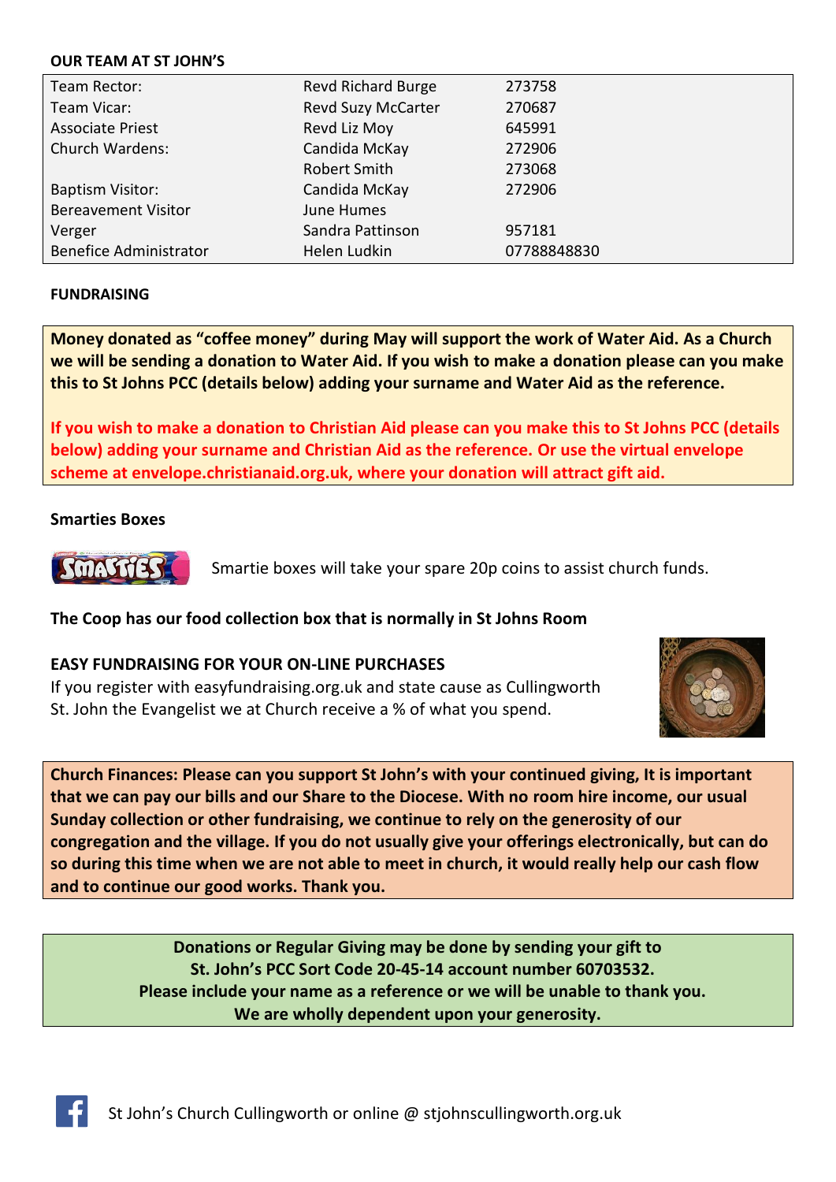**OUR TEAM AT ST JOHN'S**

| | | |
|---|---|---|
| Team Rector: | Revd Richard Burge | 273758 |
| Team Vicar: | Revd Suzy McCarter | 270687 |
| Associate Priest | Revd Liz Moy | 645991 |
| Church Wardens: | Candida McKay | 272906 |
| | Robert Smith | 273068 |
| Baptism Visitor: | Candida McKay | 272906 |
| Bereavement Visitor | June Humes | |
| Verger | Sandra Pattinson | 957181 |
| Benefice Administrator | Helen Ludkin | 07788848830 |

**FUNDRAISING**

**Money donated as "coffee money" during May will support the work of Water Aid. As a Church we will be sending a donation to Water Aid. If you wish to make a donation please can you make this to St Johns PCC (details below) adding your surname and Water Aid as the reference.**

**If you wish to make a donation to Christian Aid please can you make this to St Johns PCC (details below) adding your surname and Christian Aid as the reference. Or use the virtual envelope scheme at envelope.christianaid.org.uk, where your donation will attract gift aid.**

**Smarties Boxes**

Smartie boxes will take your spare 20p coins to assist church funds.

**The Coop has our food collection box that is normally in St Johns Room**

**EASY FUNDRAISING FOR YOUR ON-LINE PURCHASES**

If you register with easyfundraising.org.uk and state cause as Cullingworth St. John the Evangelist we at Church receive a % of what you spend.

**Church Finances: Please can you support St John's with your continued giving, It is important that we can pay our bills and our Share to the Diocese. With no room hire income, our usual Sunday collection or other fundraising, we continue to rely on the generosity of our congregation and the village. If you do not usually give your offerings electronically, but can do so during this time when we are not able to meet in church, it would really help our cash flow and to continue our good works. Thank you.**

**Donations or Regular Giving may be done by sending your gift to St. John's PCC Sort Code 20-45-14 account number 60703532. Please include your name as a reference or we will be unable to thank you. We are wholly dependent upon your generosity.**

St John's Church Cullingworth or online @ stjohnscullingworth.org.uk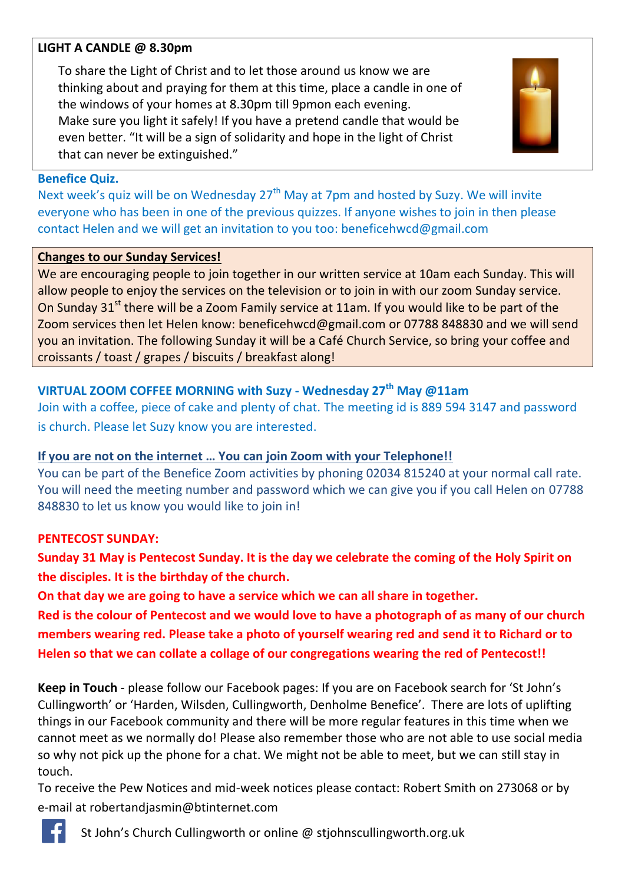**LIGHT A CANDLE @ 8.30pm**

To share the Light of Christ and to let those around us know we are thinking about and praying for them at this time, place a candle in one of the windows of your homes at 8.30pm till 9pmon each evening. Make sure you light it safely! If you have a pretend candle that would be even better. "It will be a sign of solidarity and hope in the light of Christ that can never be extinguished."

**Benefice Quiz.**

Next week's quiz will be on Wednesday 27th May at 7pm and hosted by Suzy. We will invite everyone who has been in one of the previous quizzes. If anyone wishes to join in then please contact Helen and we will get an invitation to you too: beneficehwcd@gmail.com

**Changes to our Sunday Services!**

We are encouraging people to join together in our written service at 10am each Sunday. This will allow people to enjoy the services on the television or to join in with our zoom Sunday service. On Sunday 31st there will be a Zoom Family service at 11am. If you would like to be part of the Zoom services then let Helen know: beneficehwcd@gmail.com or 07788 848830 and we will send you an invitation. The following Sunday it will be a Café Church Service, so bring your coffee and croissants / toast / grapes / biscuits / breakfast along!

**VIRTUAL ZOOM COFFEE MORNING with Suzy - Wednesday 27th May @11am**

Join with a coffee, piece of cake and plenty of chat. The meeting id is 889 594 3147 and password is church. Please let Suzy know you are interested.

**If you are not on the internet … You can join Zoom with your Telephone!!**

You can be part of the Benefice Zoom activities by phoning 02034 815240 at your normal call rate. You will need the meeting number and password which we can give you if you call Helen on 07788 848830 to let us know you would like to join in!

**PENTECOST SUNDAY:**

**Sunday 31 May is Pentecost Sunday. It is the day we celebrate the coming of the Holy Spirit on the disciples. It is the birthday of the church.**

**On that day we are going to have a service which we can all share in together.**

**Red is the colour of Pentecost and we would love to have a photograph of as many of our church members wearing red. Please take a photo of yourself wearing red and send it to Richard or to Helen so that we can collate a collage of our congregations wearing the red of Pentecost!!**

**Keep in Touch** - please follow our Facebook pages: If you are on Facebook search for 'St John's Cullingworth' or 'Harden, Wilsden, Cullingworth, Denholme Benefice'. There are lots of uplifting things in our Facebook community and there will be more regular features in this time when we cannot meet as we normally do! Please also remember those who are not able to use social media so why not pick up the phone for a chat. We might not be able to meet, but we can still stay in touch.

To receive the Pew Notices and mid-week notices please contact: Robert Smith on 273068 or by e-mail at robertandjasmin@btinternet.com

St John's Church Cullingworth or online @ stjohnscullingworth.org.uk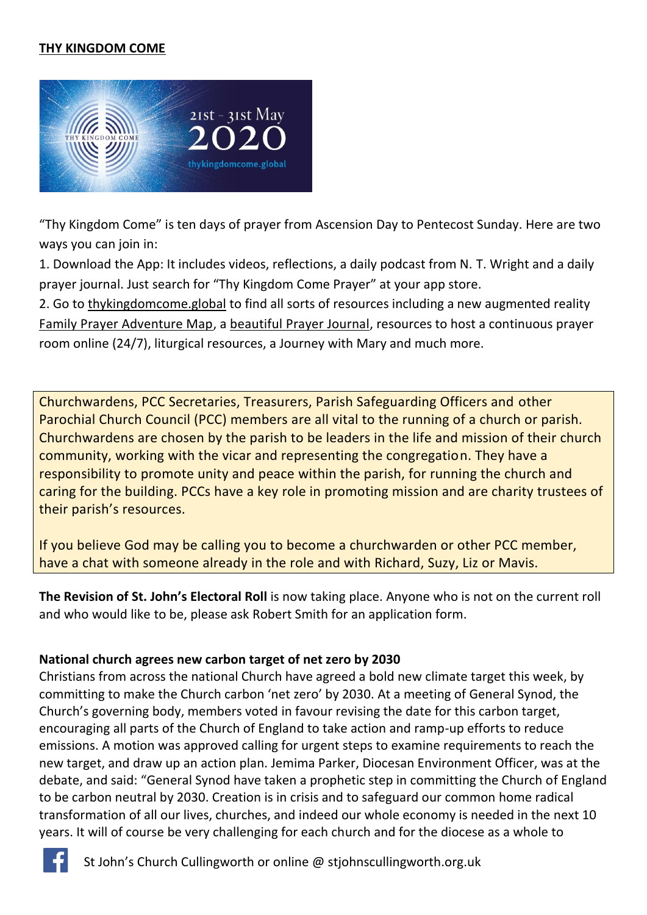**THY KINGDOM COME**

"Thy Kingdom Come" is ten days of prayer from Ascension Day to Pentecost Sunday. Here are two ways you can join in:

1. Download the App: It includes videos, reflections, a daily podcast from N. T. Wright and a daily prayer journal. Just search for "Thy Kingdom Come Prayer" at your app store.
2. Go to thykingdomcome.global to find all sorts of resources including a new augmented reality Family Prayer Adventure Map, a beautiful Prayer Journal, resources to host a continuous prayer room online (24/7), liturgical resources, a Journey with Mary and much more.

Churchwardens, PCC Secretaries, Treasurers, Parish Safeguarding Officers and other Parochial Church Council (PCC) members are all vital to the running of a church or parish. Churchwardens are chosen by the parish to be leaders in the life and mission of their church community, working with the vicar and representing the congregation. They have a responsibility to promote unity and peace within the parish, for running the church and caring for the building. PCCs have a key role in promoting mission and are charity trustees of their parish's resources.

If you believe God may be calling you to become a churchwarden or other PCC member, have a chat with someone already in the role and with Richard, Suzy, Liz or Mavis.

**The Revision of St. John's Electoral Roll** is now taking place. Anyone who is not on the current roll and who would like to be, please ask Robert Smith for an application form.

**National church agrees new carbon target of net zero by 2030**

Christians from across the national Church have agreed a bold new climate target this week, by committing to make the Church carbon 'net zero' by 2030. At a meeting of General Synod, the Church's governing body, members voted in favour revising the date for this carbon target, encouraging all parts of the Church of England to take action and ramp-up efforts to reduce emissions. A motion was approved calling for urgent steps to examine requirements to reach the new target, and draw up an action plan. Jemima Parker, Diocesan Environment Officer, was at the debate, and said: "General Synod have taken a prophetic step in committing the Church of England to be carbon neutral by 2030. Creation is in crisis and to safeguard our common home radical transformation of all our lives, churches, and indeed our whole economy is needed in the next 10 years. It will of course be very challenging for each church and for the diocese as a whole to

St John's Church Cullingworth or online @ stjohnscullingworth.org.uk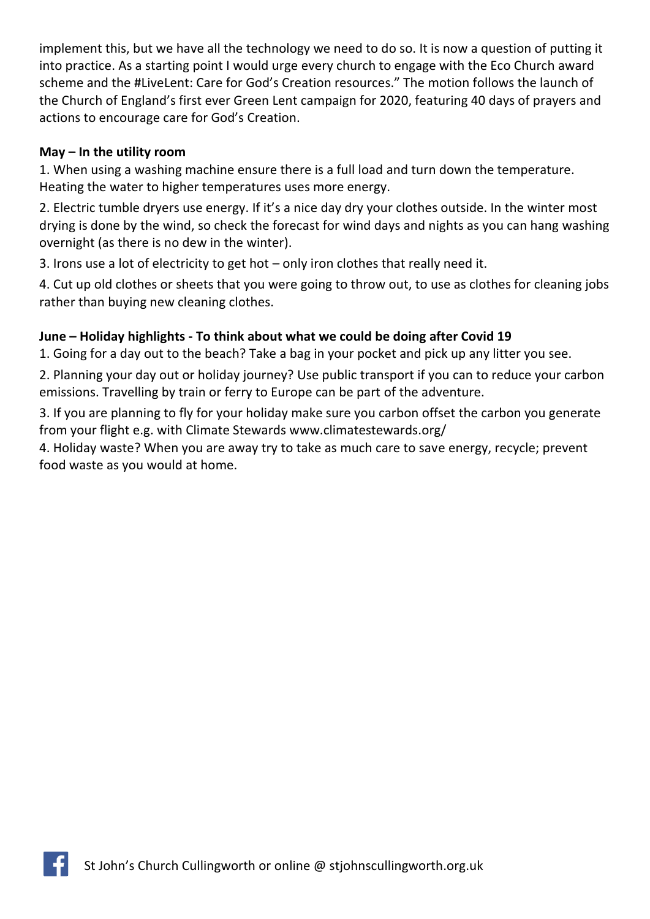implement this, but we have all the technology we need to do so. It is now a question of putting it into practice. As a starting point I would urge every church to engage with the Eco Church award scheme and the #LiveLent: Care for God's Creation resources." The motion follows the launch of the Church of England's first ever Green Lent campaign for 2020, featuring 40 days of prayers and actions to encourage care for God's Creation.

**May – In the utility room**

1. When using a washing machine ensure there is a full load and turn down the temperature. Heating the water to higher temperatures uses more energy.
2. Electric tumble dryers use energy. If it's a nice day dry your clothes outside. In the winter most drying is done by the wind, so check the forecast for wind days and nights as you can hang washing overnight (as there is no dew in the winter).
3. Irons use a lot of electricity to get hot – only iron clothes that really need it.
4. Cut up old clothes or sheets that you were going to throw out, to use as clothes for cleaning jobs rather than buying new cleaning clothes.

**June – Holiday highlights - To think about what we could be doing after Covid 19**

1. Going for a day out to the beach? Take a bag in your pocket and pick up any litter you see.
2. Planning your day out or holiday journey? Use public transport if you can to reduce your carbon emissions. Travelling by train or ferry to Europe can be part of the adventure.
3. If you are planning to fly for your holiday make sure you carbon offset the carbon you generate from your flight e.g. with Climate Stewards www.climatestewards.org/
4. Holiday waste? When you are away try to take as much care to save energy, recycle; prevent food waste as you would at home.